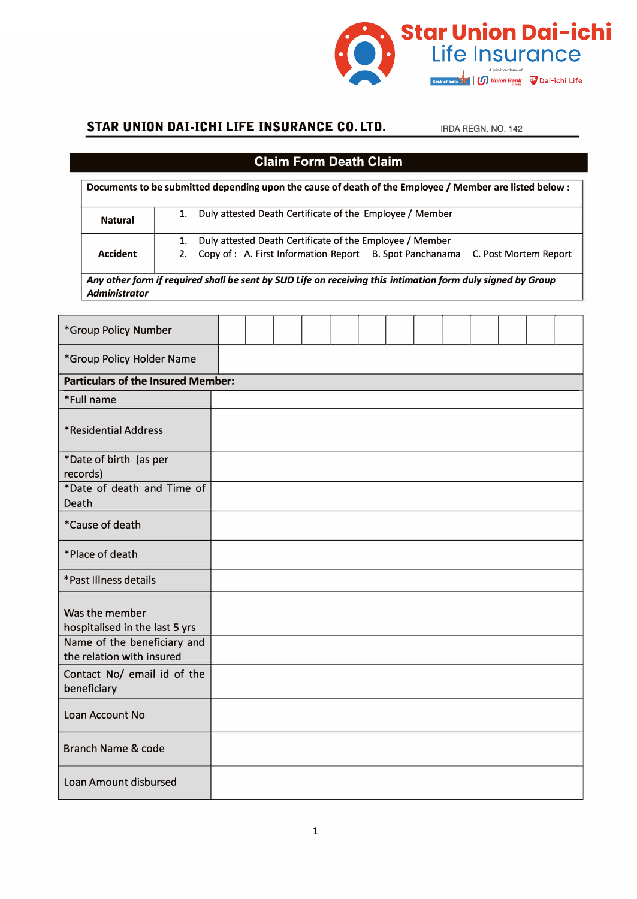Star Union Dai-ichi
Life Insurance

A joint venture of Bank of India | Union Bank | Dai-ichi Life

## STAR UNION DAI-ICHI LIFE INSURANCE CO. LTD.

IRDA REGN. NO. 142

# Claim Form Death Claim

| Documents to be submitted depending upon the cause of death of the Employee / Member are listed below : | |
|---|---|
| **Natural** | 1. Duly attested Death Certificate of the Employee / Member |
| **Accident** | 1. Duly attested Death Certificate of the Employee / Member<br>2. Copy of : A. First Information Report B. Spot Panchanama C. Post Mortem Report |
| ***Any other form if required shall be sent by SUD Life on receiving this intimation form duly signed by Group Administrator*** | |

| | |
|---|---|
| *Group Policy Number | |
| *Group Policy Holder Name | |
| **Particulars of the Insured Member:** | |
| *Full name | |
| *Residential Address | |
| *Date of birth (as per records) | |
| *Date of death and Time of Death | |
| *Cause of death | |
| *Place of death | |
| *Past Illness details | |
| Was the member hospitalised in the last 5 yrs | |
| Name of the beneficiary and the relation with insured | |
| Contact No/ email id of the beneficiary | |
| Loan Account No | |
| Branch Name & code | |
| Loan Amount disbursed | |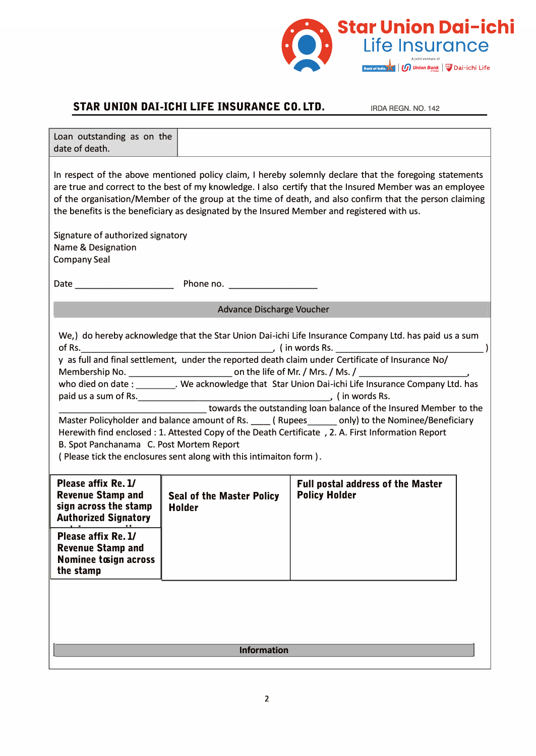Star Union Dai-ichi Life Insurance

**STAR UNION DAI-ICHI LIFE INSURANCE CO. LTD.** IRDA REGN. NO. 142

| Loan outstanding as on the date of death. | |
|---|---|

In respect of the above mentioned policy claim, I hereby solemnly declare that the foregoing statements are true and correct to the best of my knowledge. I also certify that the Insured Member was an employee of the organisation/Member of the group at the time of death, and also confirm that the person claiming the benefits is the beneficiary as designated by the Insured Member and registered with us.

Signature of authorized signatory
Name & Designation
Company Seal

Date ____________________ Phone no. __________________

## Advance Discharge Voucher

We,) do hereby acknowledge that the Star Union Dai-ichi Life Insurance Company Ltd. has paid us a sum of Rs.________________________________________, ( in words Rs. ______________________________ )
y as full and final settlement, under the reported death claim under Certificate of Insurance No/ Membership No. _____________________ on the life of Mr. / Mrs. / Ms. / ______________________, who died on date : ________. We acknowledge that Star Union Dai-ichi Life Insurance Company Ltd. has paid us a sum of Rs.________________________________________, ( in words Rs. ______________________________ towards the outstanding loan balance of the Insured Member to the Master Policyholder and balance amount of Rs. ____ ( Rupees______ only) to the Nominee/Beneficiary
Herewith find enclosed : 1. Attested Copy of the Death Certificate , 2. A. First Information Report B. Spot Panchanama C. Post Mortem Report
( Please tick the enclosures sent along with this intimaiton form ).

| **Please affix Re. 1/ Revenue Stamp and sign across the stamp Authorized Signatory** | **Seal of the Master Policy Holder** | **Full postal address of the Master Policy Holder** |
|---|---|---|
| **Please affix Re. 1/ Revenue Stamp and Nominee tosign across the stamp** | | |

**Information**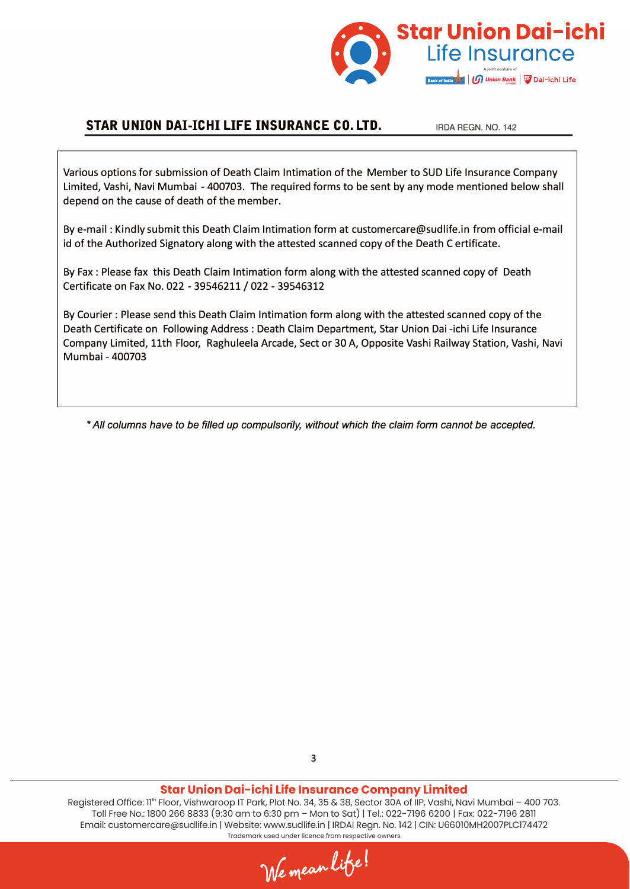## STAR UNION DAI-ICHI LIFE INSURANCE CO. LTD.

IRDA REGN. NO. 142

Various options for submission of Death Claim Intimation of the Member to SUD Life Insurance Company Limited, Vashi, Navi Mumbai - 400703. The required forms to be sent by any mode mentioned below shall depend on the cause of death of the member.

By e-mail : Kindly submit this Death Claim Intimation form at customercare@sudlife.in from official e-mail id of the Authorized Signatory along with the attested scanned copy of the Death C ertificate.

By Fax : Please fax this Death Claim Intimation form along with the attested scanned copy of Death Certificate on Fax No. 022 - 39546211 / 022 - 39546312

By Courier : Please send this Death Claim Intimation form along with the attested scanned copy of the Death Certificate on Following Address : Death Claim Department, Star Union Dai -ichi Life Insurance Company Limited, 11th Floor, Raghuleela Arcade, Sect or 30 A, Opposite Vashi Railway Station, Vashi, Navi Mumbai - 400703

*\* All columns have to be filled up compulsorily, without which the claim form cannot be accepted.*